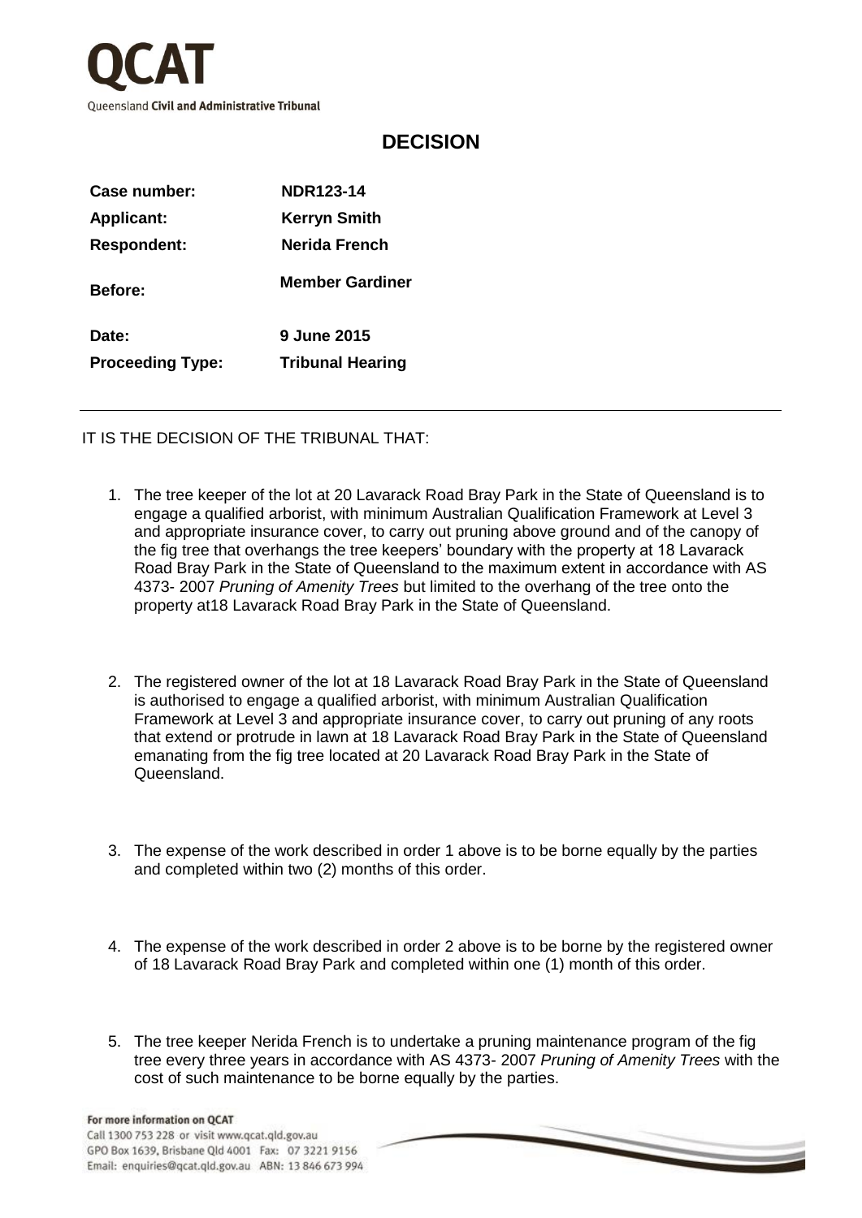QCAT

Queensland **Civil and Administrative Tribunal**

# DECISION

| | |
|---|---|
| **Case number:** | **NDR123-14** |
| **Applicant:** | **Kerryn Smith** |
| **Respondent:** | **Nerida French** |
| **Before:** | **Member Gardiner** |
| **Date:** | **9 June 2015** |
| **Proceeding Type:** | **Tribunal Hearing** |

---

IT IS THE DECISION OF THE TRIBUNAL THAT:

1. The tree keeper of the lot at 20 Lavarack Road Bray Park in the State of Queensland is to engage a qualified arborist, with minimum Australian Qualification Framework at Level 3 and appropriate insurance cover, to carry out pruning above ground and of the canopy of the fig tree that overhangs the tree keepers' boundary with the property at 18 Lavarack Road Bray Park in the State of Queensland to the maximum extent in accordance with AS 4373- 2007 *Pruning of Amenity Trees* but limited to the overhang of the tree onto the property at18 Lavarack Road Bray Park in the State of Queensland.

2. The registered owner of the lot at 18 Lavarack Road Bray Park in the State of Queensland is authorised to engage a qualified arborist, with minimum Australian Qualification Framework at Level 3 and appropriate insurance cover, to carry out pruning of any roots that extend or protrude in lawn at 18 Lavarack Road Bray Park in the State of Queensland emanating from the fig tree located at 20 Lavarack Road Bray Park in the State of Queensland.

3. The expense of the work described in order 1 above is to be borne equally by the parties and completed within two (2) months of this order.

4. The expense of the work described in order 2 above is to be borne by the registered owner of 18 Lavarack Road Bray Park and completed within one (1) month of this order.

5. The tree keeper Nerida French is to undertake a pruning maintenance program of the fig tree every three years in accordance with AS 4373- 2007 *Pruning of Amenity Trees* with the cost of such maintenance to be borne equally by the parties.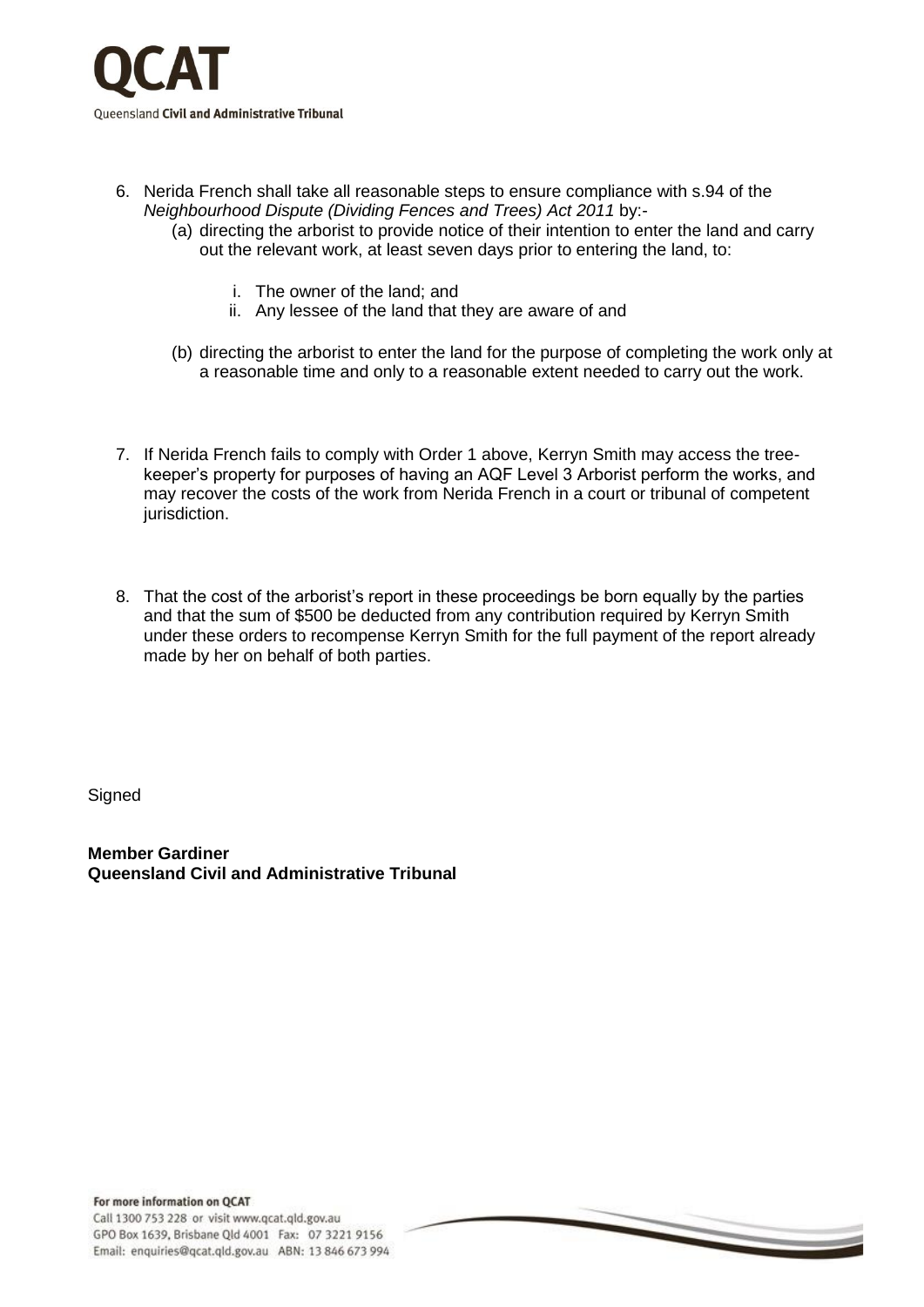6. Nerida French shall take all reasonable steps to ensure compliance with s.94 of the *Neighbourhood Dispute (Dividing Fences and Trees) Act 2011* by:-
   (a) directing the arborist to provide notice of their intention to enter the land and carry out the relevant work, at least seven days prior to entering the land, to:

      i. The owner of the land; and
      ii. Any lessee of the land that they are aware of and

   (b) directing the arborist to enter the land for the purpose of completing the work only at a reasonable time and only to a reasonable extent needed to carry out the work.

7. If Nerida French fails to comply with Order 1 above, Kerryn Smith may access the tree-keeper's property for purposes of having an AQF Level 3 Arborist perform the works, and may recover the costs of the work from Nerida French in a court or tribunal of competent jurisdiction.

8. That the cost of the arborist's report in these proceedings be born equally by the parties and that the sum of $500 be deducted from any contribution required by Kerryn Smith under these orders to recompense Kerryn Smith for the full payment of the report already made by her on behalf of both parties.

Signed

**Member Gardiner**
**Queensland Civil and Administrative Tribunal**